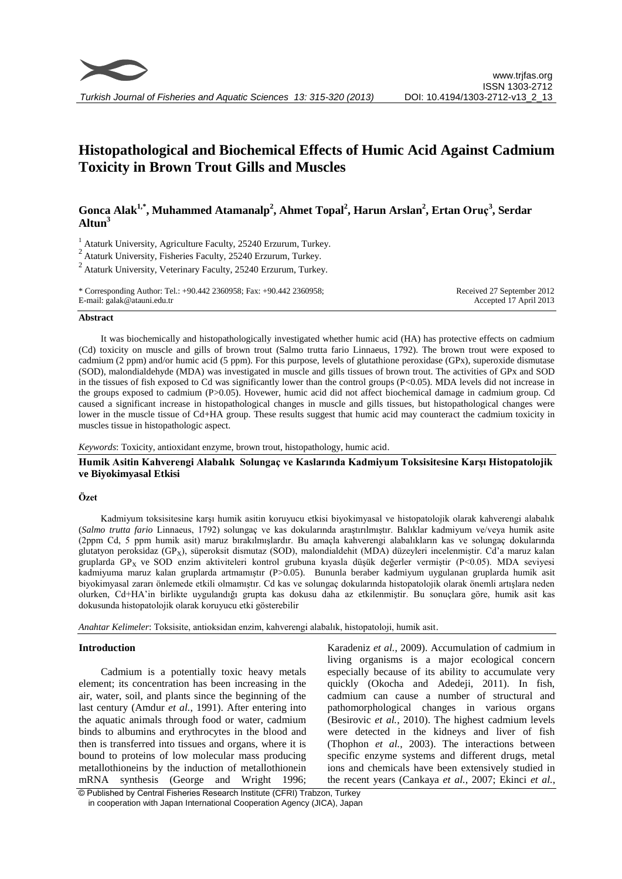# Histopathological and Biochemical Effects of Humic Acid Against Cadmium Toxicity in Brown Trout Gills and Muscles

**Gonca Alak[1,*], Muhammed Atamanalp[2], Ahmet Topal[2], Harun Arslan[2], Ertan Oruç[3], Serdar Altun[3]**

[1] Ataturk University, Agriculture Faculty, 25240 Erzurum, Turkey.
[2] Ataturk University, Fisheries Faculty, 25240 Erzurum, Turkey.
[2] Ataturk University, Veterinary Faculty, 25240 Erzurum, Turkey.

\* Corresponding Author: Tel.: +90.442 2360958; Fax: +90.442 2360958;
E-mail: galak@atauni.edu.tr

Received 27 September 2012
Accepted 17 April 2013

## Abstract

It was biochemically and histopathologically investigated whether humic acid (HA) has protective effects on cadmium (Cd) toxicity on muscle and gills of brown trout (Salmo trutta fario Linnaeus, 1792). The brown trout were exposed to cadmium (2 ppm) and/or humic acid (5 ppm). For this purpose, levels of glutathione peroxidase (GPx), superoxide dismutase (SOD), malondialdehyde (MDA) was investigated in muscle and gills tissues of brown trout. The activities of GPx and SOD in the tissues of fish exposed to Cd was significantly lower than the control groups ($P<0.05$). MDA levels did not increase in the groups exposed to cadmium ($P>0.05$). However, humic acid did not affect biochemical damage in cadmium group. Cd caused a significant increase in histopathological changes in muscle and gills tissues, but histopathological changes were lower in the muscle tissue of Cd+HA group. These results suggest that humic acid may counteract the cadmium toxicity in muscles tissue in histopathologic aspect.

*Keywords*: Toxicity, antioxidant enzyme, brown trout, histopathology, humic acid.

**Humik Asitin Kahverengi Alabalık Solungaç ve Kaslarında Kadmiyum Toksisitesine Karşı Histopatolojik ve Biyokimyasal Etkisi**

### Özet

Kadmiyum toksisitesine karşı humik asitin koruyucu etkisi biyokimyasal ve histopatolojik olarak kahverengi alabalık (*Salmo trutta fario* Linnaeus, 1792) solungaç ve kas dokularında araştırılmıştır. Balıklar kadmiyum ve/veya humik asite (2ppm Cd, 5 ppm humik asit) maruz bırakılmışlardır. Bu amaçla kahverengi alabalıkların kas ve solungaç dokularında glutatyon peroksidaz ($GP_X$), süperoksit dismutaz (SOD), malondialdehit (MDA) düzeyleri incelenmiştir. Cd'a maruz kalan gruplarda $GP_X$ ve SOD enzim aktiviteleri kontrol grubuna kıyasla düşük değerler vermiştir ($P<0.05$). MDA seviyesi kadmiyuma maruz kalan gruplarda artmamıştır ($P>0.05$). Bununla beraber kadmiyum uygulanan gruplarda humik asit biyokimyasal zararı önlemede etkili olmamıştır. Cd kas ve solungaç dokularında histopatolojik olarak önemli artışlara neden olurken, Cd+HA'in birlikte uygulandığı grupta kas dokusu daha az etkilenmiştir. Bu sonuçlara göre, humik asit kas dokusunda histopatolojik olarak koruyucu etki gösterebilir

*Anahtar Kelimeler*: Toksisite, antioksidan enzim, kahverengi alabalık, histopatoloji, humik asit.

## Introduction

Cadmium is a potentially toxic heavy metals element; its concentration has been increasing in the air, water, soil, and plants since the beginning of the last century (Amdur *et al.*, 1991). After entering into the aquatic animals through food or water, cadmium binds to albumins and erythrocytes in the blood and then is transferred into tissues and organs, where it is bound to proteins of low molecular mass producing metallothioneins by the induction of metallothionein mRNA synthesis (George and Wright 1996; Karadeniz *et al.*, 2009). Accumulation of cadmium in living organisms is a major ecological concern especially because of its ability to accumulate very quickly (Okocha and Adedeji, 2011). In fish, cadmium can cause a number of structural and pathomorphological changes in various organs (Besirovic *et al.*, 2010). The highest cadmium levels were detected in the kidneys and liver of fish (Thophon *et al.*, 2003). The interactions between specific enzyme systems and different drugs, metal ions and chemicals have been extensively studied in the recent years (Cankaya *et al.*, 2007; Ekinci *et al.*,

© Published by Central Fisheries Research Institute (CFRI) Trabzon, Turkey in cooperation with Japan International Cooperation Agency (JICA), Japan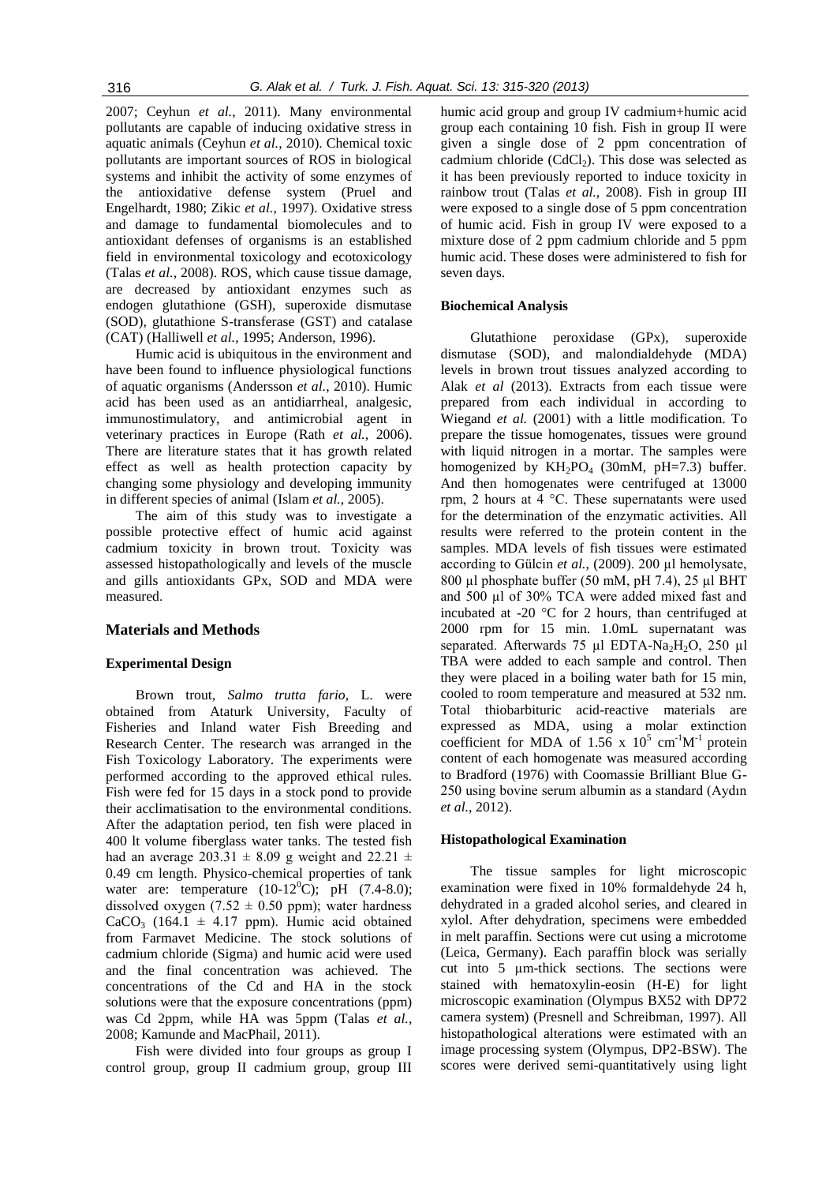2007; Ceyhun *et al.*, 2011). Many environmental pollutants are capable of inducing oxidative stress in aquatic animals (Ceyhun *et al.*, 2010). Chemical toxic pollutants are important sources of ROS in biological systems and inhibit the activity of some enzymes of the antioxidative defense system (Pruel and Engelhardt, 1980; Zikic *et al.*, 1997). Oxidative stress and damage to fundamental biomolecules and to antioxidant defenses of organisms is an established field in environmental toxicology and ecotoxicology (Talas *et al.*, 2008). ROS, which cause tissue damage, are decreased by antioxidant enzymes such as endogen glutathione (GSH), superoxide dismutase (SOD), glutathione S-transferase (GST) and catalase (CAT) (Halliwell *et al.*, 1995; Anderson, 1996).

Humic acid is ubiquitous in the environment and have been found to influence physiological functions of aquatic organisms (Andersson *et al.*, 2010). Humic acid has been used as an antidiarrheal, analgesic, immunostimulatory, and antimicrobial agent in veterinary practices in Europe (Rath *et al.*, 2006). There are literature states that it has growth related effect as well as health protection capacity by changing some physiology and developing immunity in different species of animal (Islam *et al.*, 2005).

The aim of this study was to investigate a possible protective effect of humic acid against cadmium toxicity in brown trout. Toxicity was assessed histopathologically and levels of the muscle and gills antioxidants GPx, SOD and MDA were measured.

## Materials and Methods

### Experimental Design

Brown trout, *Salmo trutta fario*, L. were obtained from Ataturk University, Faculty of Fisheries and Inland water Fish Breeding and Research Center. The research was arranged in the Fish Toxicology Laboratory. The experiments were performed according to the approved ethical rules. Fish were fed for 15 days in a stock pond to provide their acclimatisation to the environmental conditions. After the adaptation period, ten fish were placed in 400 lt volume fiberglass water tanks. The tested fish had an average $203.31 \pm 8.09$ g weight and $22.21 \pm 0.49$ cm length. Physico-chemical properties of tank water are: temperature (10-12$^0$C); pH (7.4-8.0); dissolved oxygen ($7.52 \pm 0.50$ ppm); water hardness $CaCO_3$ ($164.1 \pm 4.17$ ppm). Humic acid obtained from Farmavet Medicine. The stock solutions of cadmium chloride (Sigma) and humic acid were used and the final concentration was achieved. The concentrations of the Cd and HA in the stock solutions were that the exposure concentrations (ppm) was Cd 2ppm, while HA was 5ppm (Talas *et al.*, 2008; Kamunde and MacPhail, 2011).

Fish were divided into four groups as group I control group, group II cadmium group, group III humic acid group and group IV cadmium+humic acid group each containing 10 fish. Fish in group II were given a single dose of 2 ppm concentration of cadmium chloride ($CdCl_2$). This dose was selected as it has been previously reported to induce toxicity in rainbow trout (Talas *et al.*, 2008). Fish in group III were exposed to a single dose of 5 ppm concentration of humic acid. Fish in group IV were exposed to a mixture dose of 2 ppm cadmium chloride and 5 ppm humic acid. These doses were administered to fish for seven days.

### Biochemical Analysis

Glutathione peroxidase (GPx), superoxide dismutase (SOD), and malondialdehyde (MDA) levels in brown trout tissues analyzed according to Alak *et al* (2013). Extracts from each tissue were prepared from each individual in according to Wiegand *et al.* (2001) with a little modification. To prepare the tissue homogenates, tissues were ground with liquid nitrogen in a mortar. The samples were homogenized by $KH_2PO_4$ (30mM, pH=7.3) buffer. And then homogenates were centrifuged at 13000 rpm, 2 hours at 4 °C. These supernatants were used for the determination of the enzymatic activities. All results were referred to the protein content in the samples. MDA levels of fish tissues were estimated according to Gülcin *et al.*, (2009). 200 µl hemolysate, 800 µl phosphate buffer (50 mM, pH 7.4), 25 µl BHT and 500 µl of 30% TCA were added mixed fast and incubated at -20 °C for 2 hours, than centrifuged at 2000 rpm for 15 min. 1.0mL supernatant was separated. Afterwards 75 µl EDTA-$Na_2H_2O$, 250 µl TBA were added to each sample and control. Then they were placed in a boiling water bath for 15 min, cooled to room temperature and measured at 532 nm. Total thiobarbituric acid-reactive materials are expressed as MDA, using a molar extinction coefficient for MDA of $1.56 \times 10^5$ cm$^{-1}$M$^{-1}$ protein content of each homogenate was measured according to Bradford (1976) with Coomassie Brilliant Blue G-250 using bovine serum albumin as a standard (Aydın *et al.*, 2012).

### Histopathological Examination

The tissue samples for light microscopic examination were fixed in 10% formaldehyde 24 h, dehydrated in a graded alcohol series, and cleared in xylol. After dehydration, specimens were embedded in melt paraffin. Sections were cut using a microtome (Leica, Germany). Each paraffin block was serially cut into 5 µm-thick sections. The sections were stained with hematoxylin-eosin (H-E) for light microscopic examination (Olympus BX52 with DP72 camera system) (Presnell and Schreibman, 1997). All histopathological alterations were estimated with an image processing system (Olympus, DP2-BSW). The scores were derived semi-quantitatively using light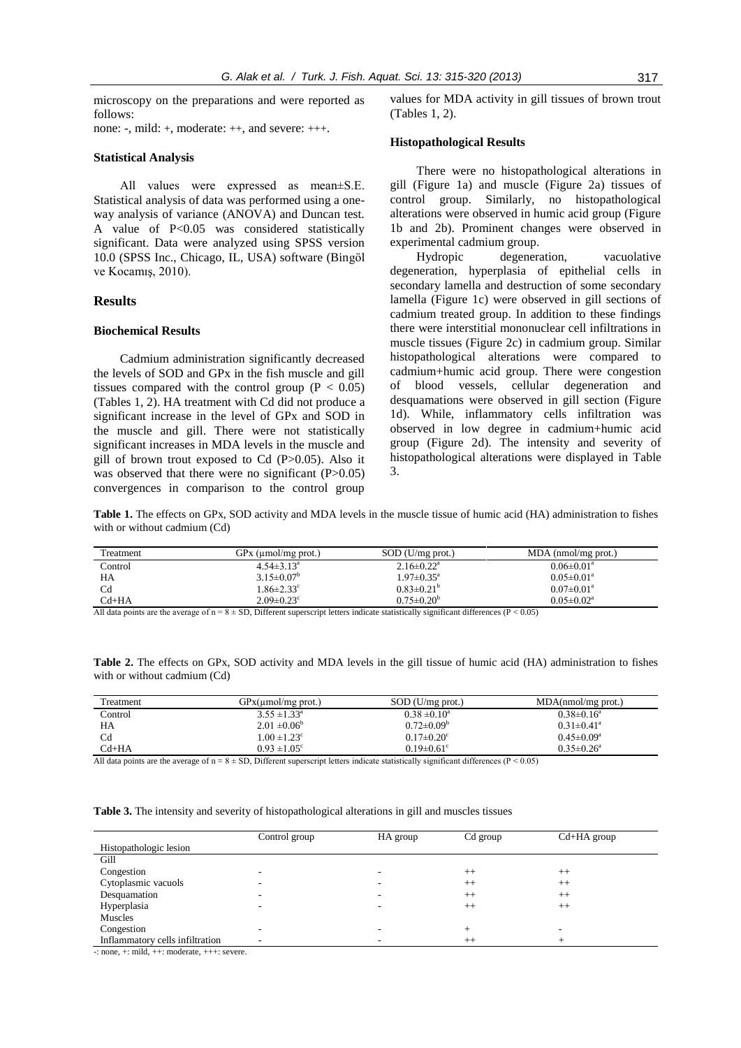microscopy on the preparations and were reported as follows:

none: -, mild: +, moderate: ++, and severe: +++.

### Statistical Analysis

All values were expressed as mean±S.E. Statistical analysis of data was performed using a one-way analysis of variance (ANOVA) and Duncan test. A value of $P<0.05$ was considered statistically significant. Data were analyzed using SPSS version 10.0 (SPSS Inc., Chicago, IL, USA) software (Bingöl ve Kocamış, 2010).

## Results

### Biochemical Results

Cadmium administration significantly decreased the levels of SOD and GPx in the fish muscle and gill tissues compared with the control group ($P < 0.05$) (Tables 1, 2). HA treatment with Cd did not produce a significant increase in the level of GPx and SOD in the muscle and gill. There were not statistically significant increases in MDA levels in the muscle and gill of brown trout exposed to Cd ($P>0.05$). Also it was observed that there were no significant ($P>0.05$) convergences in comparison to the control group values for MDA activity in gill tissues of brown trout (Tables 1, 2).

### Histopathological Results

There were no histopathological alterations in gill (Figure 1a) and muscle (Figure 2a) tissues of control group. Similarly, no histopathological alterations were observed in humic acid group (Figure 1b and 2b). Prominent changes were observed in experimental cadmium group.

Hydropic degeneration, vacuolative degeneration, hyperplasia of epithelial cells in secondary lamella and destruction of some secondary lamella (Figure 1c) were observed in gill sections of cadmium treated group. In addition to these findings there were interstitial mononuclear cell infiltrations in muscle tissues (Figure 2c) in cadmium group. Similar histopathological alterations were compared to cadmium+humic acid group. There were congestion of blood vessels, cellular degeneration and desquamations were observed in gill section (Figure 1d). While, inflammatory cells infiltration was observed in low degree in cadmium+humic acid group (Figure 2d). The intensity and severity of histopathological alterations were displayed in Table 3.

**Table 1.** The effects on GPx, SOD activity and MDA levels in the muscle tissue of humic acid (HA) administration to fishes with or without cadmium (Cd)

| Treatment | GPx (μmol/mg prot.) | SOD (U/mg prot.) | MDA (nmol/mg prot.) |
|---|---|---|---|
| Control | 4.54±3.13[a] | 2.16±0.22[a] | 0.06±0.01[a] |
| HA | 3.15±0.07[b] | 1.97±0.35[a] | 0.05±0.01[a] |
| Cd | 1.86±2.33[c] | 0.83±0.21[b] | 0.07±0.01[a] |
| Cd+HA | 2.09±0.23[c] | 0.75±0.20[b] | 0.05±0.02[a] |

All data points are the average of n = 8 ± SD, Different superscript letters indicate statistically significant differences ($P < 0.05$)

**Table 2.** The effects on GPx, SOD activity and MDA levels in the gill tissue of humic acid (HA) administration to fishes with or without cadmium (Cd)

| Treatment | GPx(μmol/mg prot.) | SOD (U/mg prot.) | MDA(nmol/mg prot.) |
|---|---|---|---|
| Control | 3.55 ±1.33[a] | 0.38 ±0.10[a] | 0.38±0.16[a] |
| HA | 2.01 ±0.06[b] | 0.72±0.09[b] | 0.31±0.41[a] |
| Cd | 1.00 ±1.23[c] | 0.17±0.20[c] | 0.45±0.09[a] |
| Cd+HA | 0.93 ±1.05[c] | 0.19±0.61[c] | 0.35±0.26[a] |

All data points are the average of n = 8 ± SD, Different superscript letters indicate statistically significant differences ($P < 0.05$)

**Table 3.** The intensity and severity of histopathological alterations in gill and muscles tissues

| Histopathologic lesion | Control group | HA group | Cd group | Cd+HA group |
|---|---|---|---|---|
| Gill | | | | |
| Congestion | - | - | ++ | ++ |
| Cytoplasmic vacuols | - | - | ++ | ++ |
| Desquamation | - | - | ++ | ++ |
| Hyperplasia | - | - | ++ | ++ |
| Muscles | | | | |
| Congestion | - | - | + | - |
| Inflammatory cells infiltration | - | - | ++ | + |

-: none, +: mild, ++: moderate, +++: severe.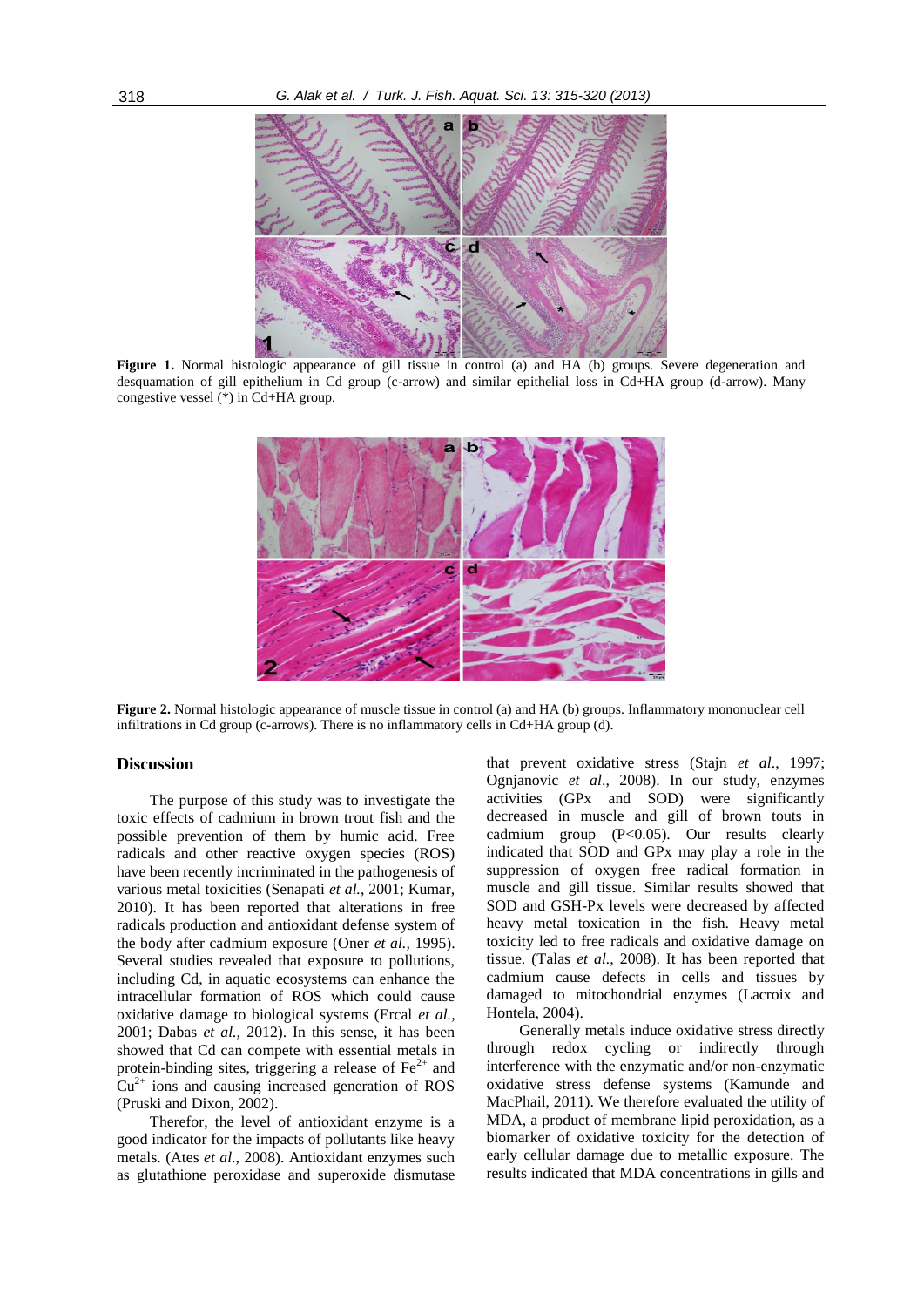**Figure 1.** Normal histologic appearance of gill tissue in control (a) and HA (b) groups. Severe degeneration and desquamation of gill epithelium in Cd group (c-arrow) and similar epithelial loss in Cd+HA group (d-arrow). Many congestive vessel (*) in Cd+HA group.

**Figure 2.** Normal histologic appearance of muscle tissue in control (a) and HA (b) groups. Inflammatory mononuclear cell infiltrations in Cd group (c-arrows). There is no inflammatory cells in Cd+HA group (d).

## Discussion

The purpose of this study was to investigate the toxic effects of cadmium in brown trout fish and the possible prevention of them by humic acid. Free radicals and other reactive oxygen species (ROS) have been recently incriminated in the pathogenesis of various metal toxicities (Senapati *et al.*, 2001; Kumar, 2010). It has been reported that alterations in free radicals production and antioxidant defense system of the body after cadmium exposure (Oner *et al.,* 1995). Several studies revealed that exposure to pollutions, including Cd, in aquatic ecosystems can enhance the intracellular formation of ROS which could cause oxidative damage to biological systems (Ercal *et al.*, 2001; Dabas *et al.,* 2012). In this sense, it has been showed that Cd can compete with essential metals in protein-binding sites, triggering a release of $Fe^{2+}$ and $Cu^{2+}$ ions and causing increased generation of ROS (Pruski and Dixon, 2002).

Therefor, the level of antioxidant enzyme is a good indicator for the impacts of pollutants like heavy metals. (Ates *et al*., 2008). Antioxidant enzymes such as glutathione peroxidase and superoxide dismutase that prevent oxidative stress (Stajn *et al*., 1997; Ognjanovic *et al*., 2008). In our study, enzymes activities (GPx and SOD) were significantly decreased in muscle and gill of brown touts in cadmium group ($P<0.05$). Our results clearly indicated that SOD and GPx may play a role in the suppression of oxygen free radical formation in muscle and gill tissue. Similar results showed that SOD and GSH-Px levels were decreased by affected heavy metal toxication in the fish. Heavy metal toxicity led to free radicals and oxidative damage on tissue. (Talas *et al.,* 2008). It has been reported that cadmium cause defects in cells and tissues by damaged to mitochondrial enzymes (Lacroix and Hontela, 2004).

Generally metals induce oxidative stress directly through redox cycling or indirectly through interference with the enzymatic and/or non-enzymatic oxidative stress defense systems (Kamunde and MacPhail, 2011). We therefore evaluated the utility of MDA, a product of membrane lipid peroxidation, as a biomarker of oxidative toxicity for the detection of early cellular damage due to metallic exposure. The results indicated that MDA concentrations in gills and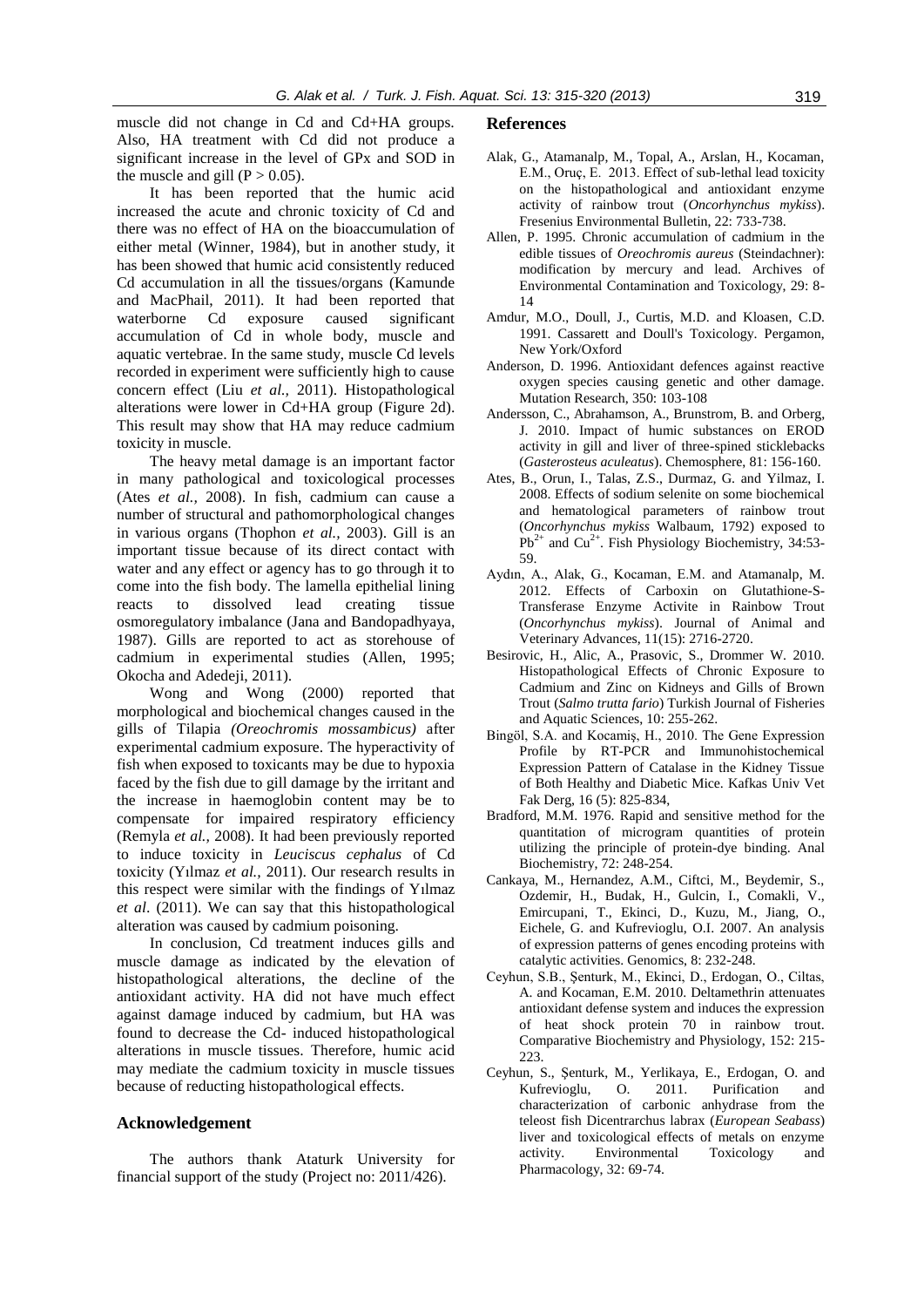muscle did not change in Cd and Cd+HA groups. Also, HA treatment with Cd did not produce a significant increase in the level of GPx and SOD in the muscle and gill ($P > 0.05$).

It has been reported that the humic acid increased the acute and chronic toxicity of Cd and there was no effect of HA on the bioaccumulation of either metal (Winner, 1984), but in another study, it has been showed that humic acid consistently reduced Cd accumulation in all the tissues/organs (Kamunde and MacPhail, 2011). It had been reported that waterborne Cd exposure caused significant accumulation of Cd in whole body, muscle and aquatic vertebrae. In the same study, muscle Cd levels recorded in experiment were sufficiently high to cause concern effect (Liu *et al.,* 2011). Histopathological alterations were lower in Cd+HA group (Figure 2d). This result may show that HA may reduce cadmium toxicity in muscle.

The heavy metal damage is an important factor in many pathological and toxicological processes (Ates *et al.,* 2008). In fish, cadmium can cause a number of structural and pathomorphological changes in various organs (Thophon *et al.,* 2003). Gill is an important tissue because of its direct contact with water and any effect or agency has to go through it to come into the fish body. The lamella epithelial lining reacts to dissolved lead creating tissue osmoregulatory imbalance (Jana and Bandopadhyaya, 1987). Gills are reported to act as storehouse of cadmium in experimental studies (Allen, 1995; Okocha and Adedeji, 2011).

Wong and Wong (2000) reported that morphological and biochemical changes caused in the gills of Tilapia *(Oreochromis mossambicus)* after experimental cadmium exposure. The hyperactivity of fish when exposed to toxicants may be due to hypoxia faced by the fish due to gill damage by the irritant and the increase in haemoglobin content may be to compensate for impaired respiratory efficiency (Remyla *et al.,* 2008). It had been previously reported to induce toxicity in *Leuciscus cephalus* of Cd toxicity (Yılmaz *et al.,* 2011). Our research results in this respect were similar with the findings of Yılmaz *et al*. (2011). We can say that this histopathological alteration was caused by cadmium poisoning.

In conclusion, Cd treatment induces gills and muscle damage as indicated by the elevation of histopathological alterations, the decline of the antioxidant activity. HA did not have much effect against damage induced by cadmium, but HA was found to decrease the Cd- induced histopathological alterations in muscle tissues. Therefore, humic acid may mediate the cadmium toxicity in muscle tissues because of reducting histopathological effects.

## Acknowledgement

The authors thank Ataturk University for financial support of the study (Project no: 2011/426).

## References

Alak, G., Atamanalp, M., Topal, A., Arslan, H., Kocaman, E.M., Oruç, E. 2013. Effect of sub-lethal lead toxicity on the histopathological and antioxidant enzyme activity of rainbow trout (*Oncorhynchus mykiss*). Fresenius Environmental Bulletin, 22: 733-738.

Allen, P. 1995. Chronic accumulation of cadmium in the edible tissues of *Oreochromis aureus* (Steindachner): modification by mercury and lead. Archives of Environmental Contamination and Toxicology, 29: 8-14

Amdur, M.O., Doull, J., Curtis, M.D. and Kloasen, C.D. 1991. Cassarett and Doull's Toxicology. Pergamon, New York/Oxford

Anderson, D. 1996. Antioxidant defences against reactive oxygen species causing genetic and other damage. Mutation Research, 350: 103-108

Andersson, C., Abrahamson, A., Brunstrom, B. and Orberg, J. 2010. Impact of humic substances on EROD activity in gill and liver of three-spined sticklebacks (*Gasterosteus aculeatus*). Chemosphere, 81: 156-160.

Ates, B., Orun, I., Talas, Z.S., Durmaz, G. and Yilmaz, I. 2008. Effects of sodium selenite on some biochemical and hematological parameters of rainbow trout (*Oncorhynchus mykiss* Walbaum, 1792) exposed to $Pb^{2+}$ and $Cu^{2+}$. Fish Physiology Biochemistry, 34:53-59.

Aydın, A., Alak, G., Kocaman, E.M. and Atamanalp, M. 2012. Effects of Carboxin on Glutathione-S-Transferase Enzyme Activite in Rainbow Trout (*Oncorhynchus mykiss*). Journal of Animal and Veterinary Advances, 11(15): 2716-2720.

Besirovic, H., Alic, A., Prasovic, S., Drommer W. 2010. Histopathological Effects of Chronic Exposure to Cadmium and Zinc on Kidneys and Gills of Brown Trout (*Salmo trutta fario*) Turkish Journal of Fisheries and Aquatic Sciences, 10: 255-262.

Bingöl, S.A. and Kocamiş, H., 2010. The Gene Expression Profile by RT-PCR and Immunohistochemical Expression Pattern of Catalase in the Kidney Tissue of Both Healthy and Diabetic Mice. Kafkas Univ Vet Fak Derg, 16 (5): 825-834,

Bradford, M.M. 1976. Rapid and sensitive method for the quantitation of microgram quantities of protein utilizing the principle of protein-dye binding. Anal Biochemistry, 72: 248-254.

Cankaya, M., Hernandez, A.M., Ciftci, M., Beydemir, S., Ozdemir, H., Budak, H., Gulcin, I., Comakli, V., Emircupani, T., Ekinci, D., Kuzu, M., Jiang, O., Eichele, G. and Kufrevioglu, O.I. 2007. An analysis of expression patterns of genes encoding proteins with catalytic activities. Genomics, 8: 232-248.

Ceyhun, S.B., Şenturk, M., Ekinci, D., Erdogan, O., Ciltas, A. and Kocaman, E.M. 2010. Deltamethrin attenuates antioxidant defense system and induces the expression of heat shock protein 70 in rainbow trout. Comparative Biochemistry and Physiology, 152: 215-223.

Ceyhun, S., Şenturk, M., Yerlikaya, E., Erdogan, O. and Kufrevioglu, O. 2011. Purification and characterization of carbonic anhydrase from the teleost fish Dicentrarchus labrax (*European Seabass*) liver and toxicological effects of metals on enzyme activity. Environmental Toxicology and Pharmacology, 32: 69-74.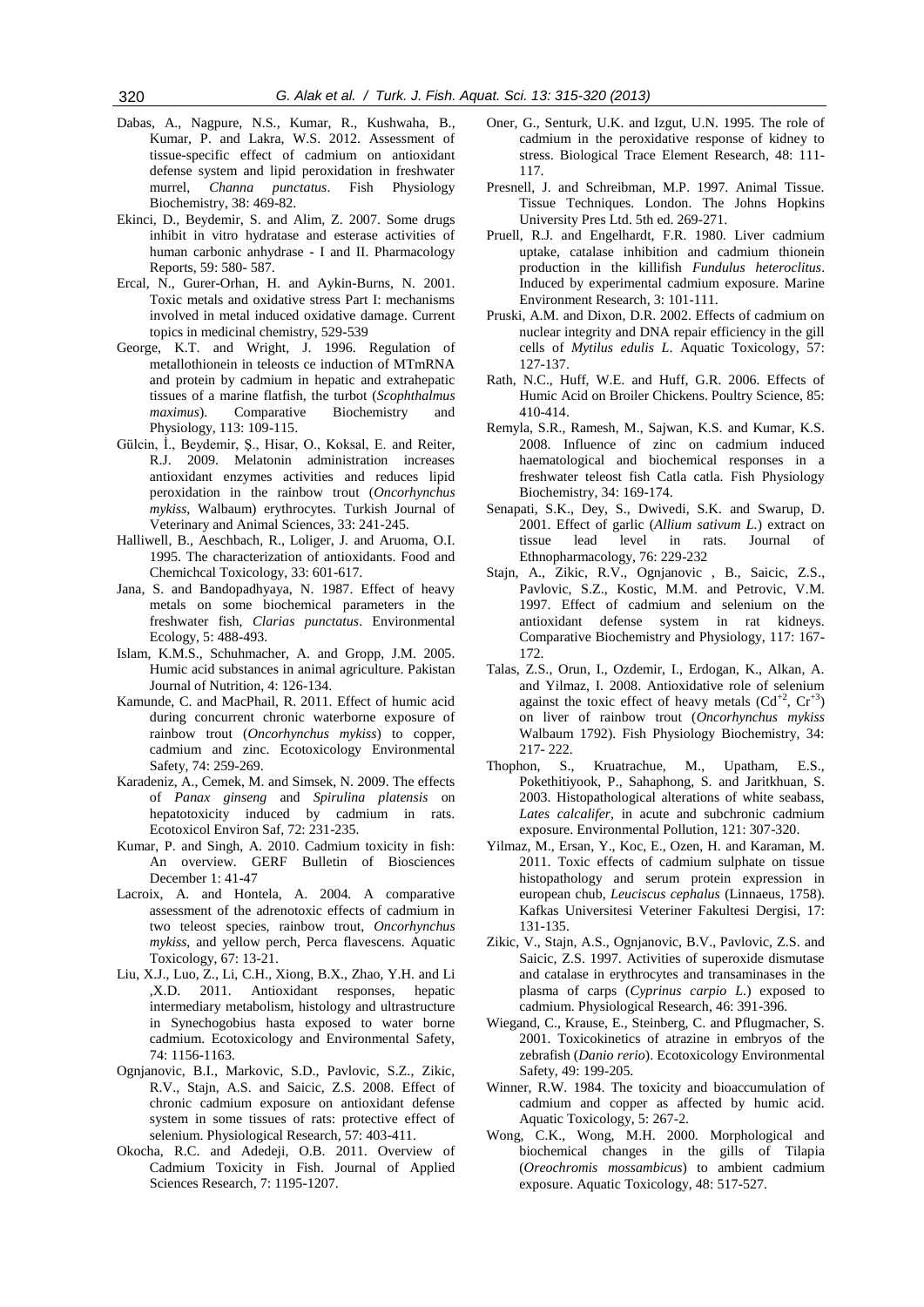Dabas, A., Nagpure, N.S., Kumar, R., Kushwaha, B., Kumar, P. and Lakra, W.S. 2012. Assessment of tissue-specific effect of cadmium on antioxidant defense system and lipid peroxidation in freshwater murrel, *Channa punctatus*. Fish Physiology Biochemistry, 38: 469-82.

Ekinci, D., Beydemir, S. and Alim, Z. 2007. Some drugs inhibit in vitro hydratase and esterase activities of human carbonic anhydrase - I and II. Pharmacology Reports, 59: 580- 587.

Ercal, N., Gurer-Orhan, H. and Aykin-Burns, N. 2001. Toxic metals and oxidative stress Part I: mechanisms involved in metal induced oxidative damage. Current topics in medicinal chemistry, 529-539

George, K.T. and Wright, J. 1996. Regulation of metallothionein in teleosts ce induction of MTmRNA and protein by cadmium in hepatic and extrahepatic tissues of a marine flatfish, the turbot (*Scophthalmus maximus*). Comparative Biochemistry and Physiology, 113: 109-115.

Gülcin, İ., Beydemir, Ş., Hisar, O., Koksal, E. and Reiter, R.J. 2009. Melatonin administration increases antioxidant enzymes activities and reduces lipid peroxidation in the rainbow trout (*Oncorhynchus mykiss*, Walbaum) erythrocytes. Turkish Journal of Veterinary and Animal Sciences, 33: 241-245.

Halliwell, B., Aeschbach, R., Loliger, J. and Aruoma, O.I. 1995. The characterization of antioxidants. Food and Chemichcal Toxicology, 33: 601-617.

Jana, S. and Bandopadhyaya, N. 1987. Effect of heavy metals on some biochemical parameters in the freshwater fish, *Clarias punctatus*. Environmental Ecology, 5: 488-493.

Islam, K.M.S., Schuhmacher, A. and Gropp, J.M. 2005. Humic acid substances in animal agriculture. Pakistan Journal of Nutrition, 4: 126-134.

Kamunde, C. and MacPhail, R. 2011. Effect of humic acid during concurrent chronic waterborne exposure of rainbow trout (*Oncorhynchus mykiss*) to copper, cadmium and zinc. Ecotoxicology Environmental Safety, 74: 259-269.

Karadeniz, A., Cemek, M. and Simsek, N. 2009. The effects of *Panax ginseng* and *Spirulina platensis* on hepatotoxicity induced by cadmium in rats. Ecotoxicol Environ Saf, 72: 231-235.

Kumar, P. and Singh, A. 2010. Cadmium toxicity in fish: An overview. GERF Bulletin of Biosciences December 1: 41-47

Lacroix, A. and Hontela, A. 2004. A comparative assessment of the adrenotoxic effects of cadmium in two teleost species, rainbow trout, *Oncorhynchus mykiss*, and yellow perch, Perca flavescens. Aquatic Toxicology, 67: 13-21.

Liu, X.J., Luo, Z., Li, C.H., Xiong, B.X., Zhao, Y.H. and Li ,X.D. 2011. Antioxidant responses, hepatic intermediary metabolism, histology and ultrastructure in Synechogobius hasta exposed to water borne cadmium. Ecotoxicology and Environmental Safety, 74: 1156-1163.

Ognjanovic, B.I., Markovic, S.D., Pavlovic, S.Z., Zikic, R.V., Stajn, A.S. and Saicic, Z.S. 2008. Effect of chronic cadmium exposure on antioxidant defense system in some tissues of rats: protective effect of selenium. Physiological Research, 57: 403-411.

Okocha, R.C. and Adedeji, O.B. 2011. Overview of Cadmium Toxicity in Fish. Journal of Applied Sciences Research, 7: 1195-1207.

Oner, G., Senturk, U.K. and Izgut, U.N. 1995. The role of cadmium in the peroxidative response of kidney to stress. Biological Trace Element Research, 48: 111-117.

Presnell, J. and Schreibman, M.P. 1997. Animal Tissue. Tissue Techniques. London. The Johns Hopkins University Pres Ltd. 5th ed. 269-271.

Pruell, R.J. and Engelhardt, F.R. 1980. Liver cadmium uptake, catalase inhibition and cadmium thionein production in the killifish *Fundulus heteroclitus*. Induced by experimental cadmium exposure. Marine Environment Research, 3: 101-111.

Pruski, A.M. and Dixon, D.R. 2002. Effects of cadmium on nuclear integrity and DNA repair efficiency in the gill cells of *Mytilus edulis L*. Aquatic Toxicology, 57: 127-137.

Rath, N.C., Huff, W.E. and Huff, G.R. 2006. Effects of Humic Acid on Broiler Chickens. Poultry Science, 85: 410-414.

Remyla, S.R., Ramesh, M., Sajwan, K.S. and Kumar, K.S. 2008. Influence of zinc on cadmium induced haematological and biochemical responses in a freshwater teleost fish Catla catla. Fish Physiology Biochemistry, 34: 169-174.

Senapati, S.K., Dey, S., Dwivedi, S.K. and Swarup, D. 2001. Effect of garlic (*Allium sativum L*.) extract on tissue lead level in rats. Journal of Ethnopharmacology, 76: 229-232

Stajn, A., Zikic, R.V., Ognjanovic , B., Saicic, Z.S., Pavlovic, S.Z., Kostic, M.M. and Petrovic, V.M. 1997. Effect of cadmium and selenium on the antioxidant defense system in rat kidneys. Comparative Biochemistry and Physiology, 117: 167-172.

Talas, Z.S., Orun, I., Ozdemir, I., Erdogan, K., Alkan, A. and Yilmaz, I. 2008. Antioxidative role of selenium against the toxic effect of heavy metals ($Cd^{+2}$, $Cr^{+3}$) on liver of rainbow trout (*Oncorhynchus mykiss* Walbaum 1792). Fish Physiology Biochemistry, 34: 217- 222.

Thophon, S., Kruatrachue, M., Upatham, E.S., Pokethitiyook, P., Sahaphong, S. and Jaritkhuan, S. 2003. Histopathological alterations of white seabass, *Lates calcalifer*, in acute and subchronic cadmium exposure. Environmental Pollution, 121: 307-320.

Yilmaz, M., Ersan, Y., Koc, E., Ozen, H. and Karaman, M. 2011. Toxic effects of cadmium sulphate on tissue histopathology and serum protein expression in european chub, *Leuciscus cephalus* (Linnaeus, 1758). Kafkas Universitesi Veteriner Fakultesi Dergisi, 17: 131-135.

Zikic, V., Stajn, A.S., Ognjanovic, B.V., Pavlovic, Z.S. and Saicic, Z.S. 1997. Activities of superoxide dismutase and catalase in erythrocytes and transaminases in the plasma of carps (*Cyprinus carpio L*.) exposed to cadmium. Physiological Research, 46: 391-396.

Wiegand, C., Krause, E., Steinberg, C. and Pflugmacher, S. 2001. Toxicokinetics of atrazine in embryos of the zebrafish (*Danio rerio*). Ecotoxicology Environmental Safety, 49: 199-205.

Winner, R.W. 1984. The toxicity and bioaccumulation of cadmium and copper as affected by humic acid. Aquatic Toxicology, 5: 267-2.

Wong, C.K., Wong, M.H. 2000. Morphological and biochemical changes in the gills of Tilapia (*Oreochromis mossambicus*) to ambient cadmium exposure. Aquatic Toxicology, 48: 517-527.